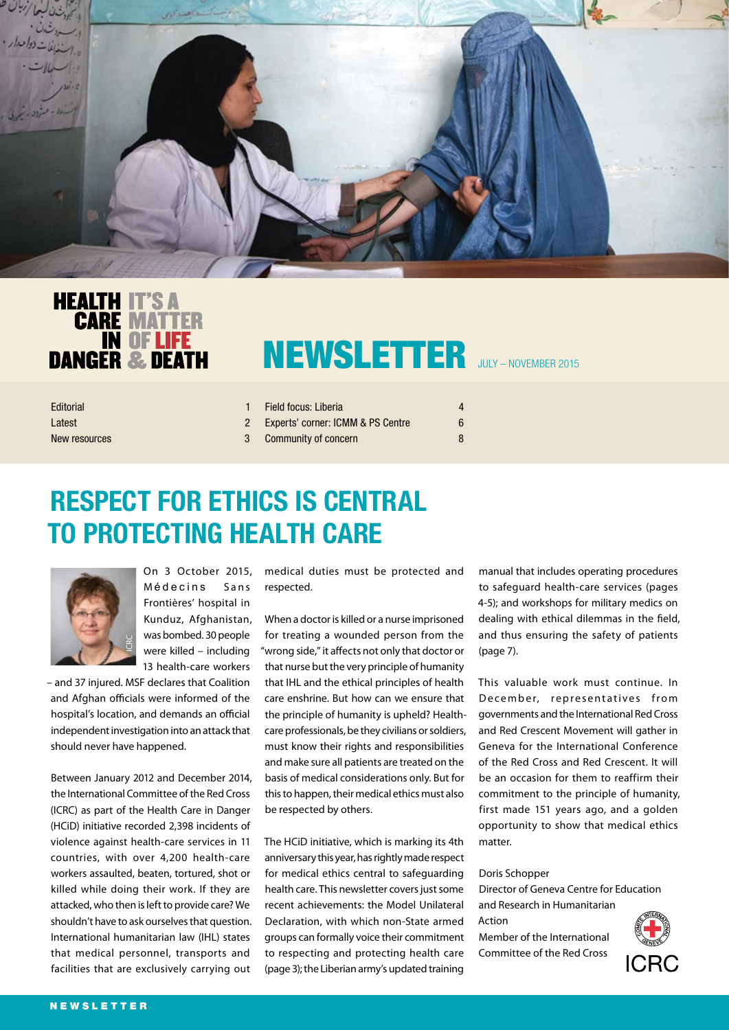HEALTH CARE IN DANGER — IT'S A MATTER OF LIFE & DEATH

# NEWSLETTER

JULY – NOVEMBER 2015

| | | | |
|---|---|---|---|
| Editorial | 1 | Field focus: Liberia | 4 |
| Latest | 2 | Experts' corner: ICMM & PS Centre | 6 |
| New resources | 3 | Community of concern | 8 |

## RESPECT FOR ETHICS IS CENTRAL TO PROTECTING HEALTH CARE

On 3 October 2015, Médecins Sans Frontières' hospital in Kunduz, Afghanistan, was bombed. 30 people were killed – including 13 health-care workers – and 37 injured. MSF declares that Coalition and Afghan officials were informed of the hospital's location, and demands an official independent investigation into an attack that should never have happened.

Between January 2012 and December 2014, the International Committee of the Red Cross (ICRC) as part of the Health Care in Danger (HCiD) initiative recorded 2,398 incidents of violence against health-care services in 11 countries, with over 4,200 health-care workers assaulted, beaten, tortured, shot or killed while doing their work. If they are attacked, who then is left to provide care? We shouldn't have to ask ourselves that question. International humanitarian law (IHL) states that medical personnel, transports and facilities that are exclusively carrying out medical duties must be protected and respected.

When a doctor is killed or a nurse imprisoned for treating a wounded person from the "wrong side," it affects not only that doctor or that nurse but the very principle of humanity that IHL and the ethical principles of health care enshrine. But how can we ensure that the principle of humanity is upheld? Health-care professionals, be they civilians or soldiers, must know their rights and responsibilities and make sure all patients are treated on the basis of medical considerations only. But for this to happen, their medical ethics must also be respected by others.

The HCiD initiative, which is marking its 4th anniversary this year, has rightly made respect for medical ethics central to safeguarding health care. This newsletter covers just some recent achievements: the Model Unilateral Declaration, with which non-State armed groups can formally voice their commitment to respecting and protecting health care (page 3); the Liberian army's updated training manual that includes operating procedures to safeguard health-care services (pages 4-5); and workshops for military medics on dealing with ethical dilemmas in the field, and thus ensuring the safety of patients (page 7).

This valuable work must continue. In December, representatives from governments and the International Red Cross and Red Crescent Movement will gather in Geneva for the International Conference of the Red Cross and Red Crescent. It will be an occasion for them to reaffirm their commitment to the principle of humanity, first made 151 years ago, and a golden opportunity to show that medical ethics matter.

Doris Schopper
Director of Geneva Centre for Education and Research in Humanitarian Action
Member of the International Committee of the Red Cross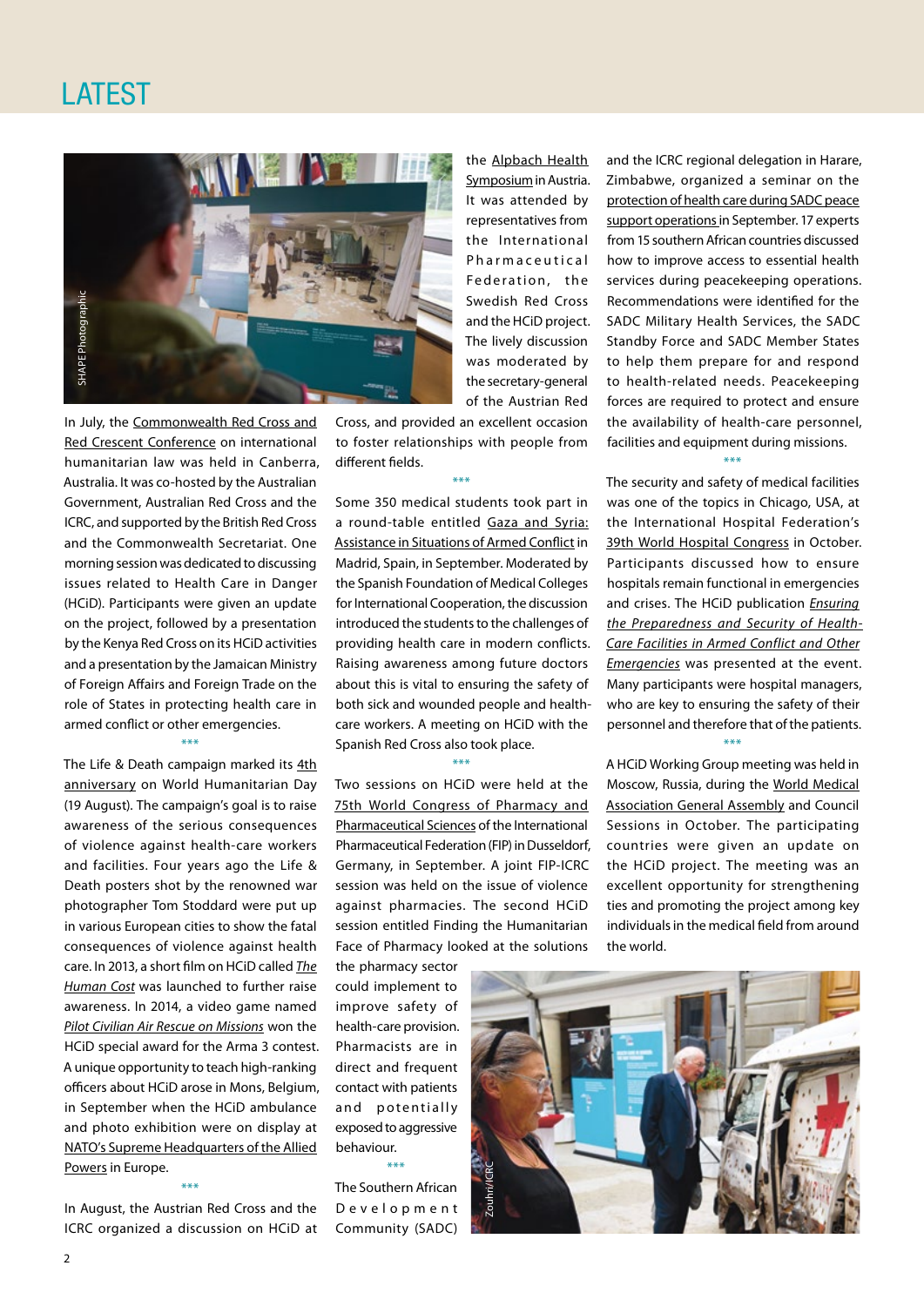# LATEST

In July, the Commonwealth Red Cross and Red Crescent Conference on international humanitarian law was held in Canberra, Australia. It was co-hosted by the Australian Government, Australian Red Cross and the ICRC, and supported by the British Red Cross and the Commonwealth Secretariat. One morning session was dedicated to discussing issues related to Health Care in Danger (HCiD). Participants were given an update on the project, followed by a presentation by the Kenya Red Cross on its HCiD activities and a presentation by the Jamaican Ministry of Foreign Affairs and Foreign Trade on the role of States in protecting health care in armed conflict or other emergencies.

***

The Life & Death campaign marked its 4th anniversary on World Humanitarian Day (19 August). The campaign's goal is to raise awareness of the serious consequences of violence against health-care workers and facilities. Four years ago the Life & Death posters shot by the renowned war photographer Tom Stoddard were put up in various European cities to show the fatal consequences of violence against health care. In 2013, a short film on HCiD called *The Human Cost* was launched to further raise awareness. In 2014, a video game named *Pilot Civilian Air Rescue on Missions* won the HCiD special award for the Arma 3 contest. A unique opportunity to teach high-ranking officers about HCiD arose in Mons, Belgium, in September when the HCiD ambulance and photo exhibition were on display at NATO's Supreme Headquarters of the Allied Powers in Europe.

***

In August, the Austrian Red Cross and the ICRC organized a discussion on HCiD at the Alpbach Health Symposium in Austria. It was attended by representatives from the International Pharmaceutical Federation, the Swedish Red Cross and the HCiD project. The lively discussion was moderated by the secretary-general of the Austrian Red Cross, and provided an excellent occasion to foster relationships with people from different fields.

***

Some 350 medical students took part in a round-table entitled Gaza and Syria: Assistance in Situations of Armed Conflict in Madrid, Spain, in September. Moderated by the Spanish Foundation of Medical Colleges for International Cooperation, the discussion introduced the students to the challenges of providing health care in modern conflicts. Raising awareness among future doctors about this is vital to ensuring the safety of both sick and wounded people and health-care workers. A meeting on HCiD with the Spanish Red Cross also took place.

***

Two sessions on HCiD were held at the 75th World Congress of Pharmacy and Pharmaceutical Sciences of the International Pharmaceutical Federation (FIP) in Dusseldorf, Germany, in September. A joint FIP-ICRC session was held on the issue of violence against pharmacies. The second HCiD session entitled Finding the Humanitarian Face of Pharmacy looked at the solutions the pharmacy sector could implement to improve safety of health-care provision. Pharmacists are in direct and frequent contact with patients and potentially exposed to aggressive behaviour.

***

The Southern African Development Community (SADC) and the ICRC regional delegation in Harare, Zimbabwe, organized a seminar on the protection of health care during SADC peace support operations in September. 17 experts from 15 southern African countries discussed how to improve access to essential health services during peacekeeping operations. Recommendations were identified for the SADC Military Health Services, the SADC Standby Force and SADC Member States to help them prepare for and respond to health-related needs. Peacekeeping forces are required to protect and ensure the availability of health-care personnel, facilities and equipment during missions.

***

The security and safety of medical facilities was one of the topics in Chicago, USA, at the International Hospital Federation's 39th World Hospital Congress in October. Participants discussed how to ensure hospitals remain functional in emergencies and crises. The HCiD publication *Ensuring the Preparedness and Security of Health-Care Facilities in Armed Conflict and Other Emergencies* was presented at the event. Many participants were hospital managers, who are key to ensuring the safety of their personnel and therefore that of the patients.

***

A HCiD Working Group meeting was held in Moscow, Russia, during the World Medical Association General Assembly and Council Sessions in October. The participating countries were given an update on the HCiD project. The meeting was an excellent opportunity for strengthening ties and promoting the project among key individuals in the medical field from around the world.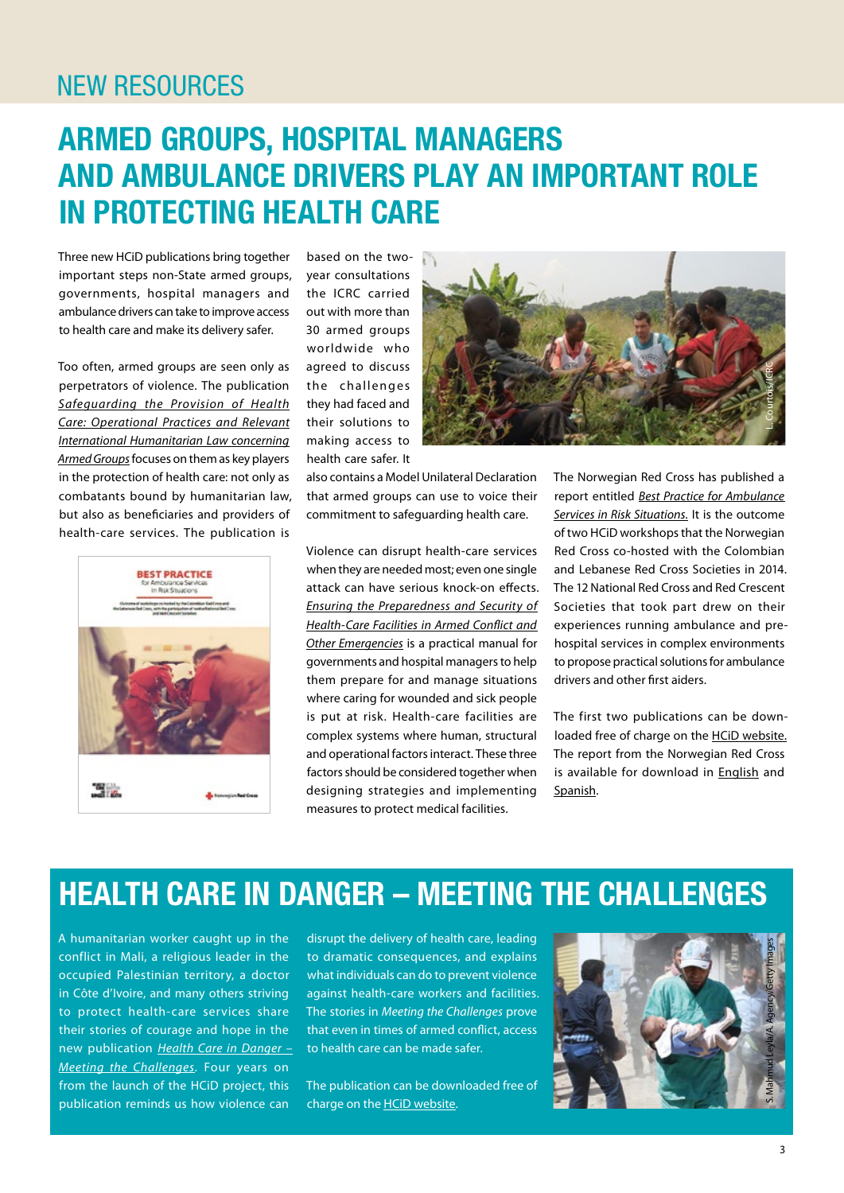# NEW RESOURCES

## ARMED GROUPS, HOSPITAL MANAGERS AND AMBULANCE DRIVERS PLAY AN IMPORTANT ROLE IN PROTECTING HEALTH CARE

Three new HCiD publications bring together important steps non-State armed groups, governments, hospital managers and ambulance drivers can take to improve access to health care and make its delivery safer.

Too often, armed groups are seen only as perpetrators of violence. The publication *Safeguarding the Provision of Health Care: Operational Practices and Relevant International Humanitarian Law concerning Armed Groups* focuses on them as key players in the protection of health care: not only as combatants bound by humanitarian law, but also as beneficiaries and providers of health-care services. The publication is based on the two-year consultations the ICRC carried out with more than 30 armed groups worldwide who agreed to discuss the challenges they had faced and their solutions to making access to health care safer. It also contains a Model Unilateral Declaration that armed groups can use to voice their commitment to safeguarding health care.

L. Courtois/ICRC

Violence can disrupt health-care services when they are needed most; even one single attack can have serious knock-on effects. *Ensuring the Preparedness and Security of Health-Care Facilities in Armed Conflict and Other Emergencies* is a practical manual for governments and hospital managers to help them prepare for and manage situations where caring for wounded and sick people is put at risk. Health-care facilities are complex systems where human, structural and operational factors interact. These three factors should be considered together when designing strategies and implementing measures to protect medical facilities.

The Norwegian Red Cross has published a report entitled *Best Practice for Ambulance Services in Risk Situations.* It is the outcome of two HCiD workshops that the Norwegian Red Cross co-hosted with the Colombian and Lebanese Red Cross Societies in 2014. The 12 National Red Cross and Red Crescent Societies that took part drew on their experiences running ambulance and pre-hospital services in complex environments to propose practical solutions for ambulance drivers and other first aiders.

The first two publications can be downloaded free of charge on the HCiD website. The report from the Norwegian Red Cross is available for download in English and Spanish.

## HEALTH CARE IN DANGER – MEETING THE CHALLENGES

A humanitarian worker caught up in the conflict in Mali, a religious leader in the occupied Palestinian territory, a doctor in Côte d'Ivoire, and many others striving to protect health-care services share their stories of courage and hope in the new publication *Health Care in Danger – Meeting the Challenges*. Four years on from the launch of the HCiD project, this publication reminds us how violence can disrupt the delivery of health care, leading to dramatic consequences, and explains what individuals can do to prevent violence against health-care workers and facilities. The stories in *Meeting the Challenges* prove that even in times of armed conflict, access to health care can be made safer.

The publication can be downloaded free of charge on the HCiD website.

S. Mahmud Leyla/A. Agency/Getty Images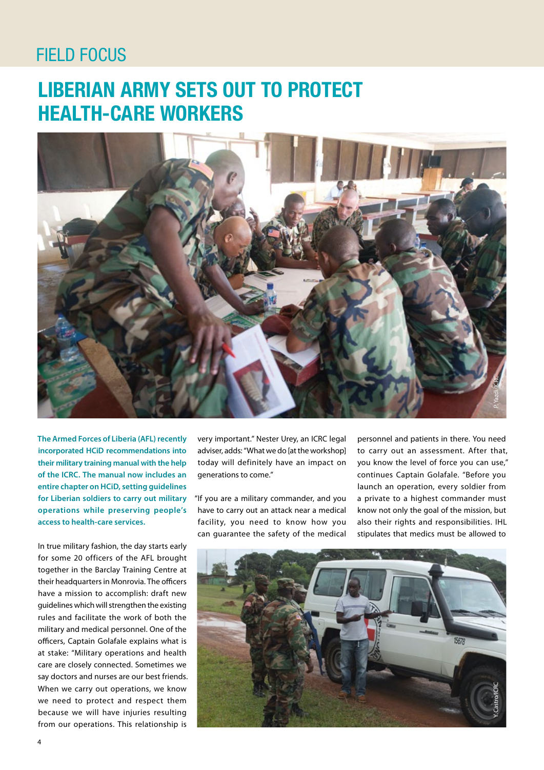FIELD FOCUS

# LIBERIAN ARMY SETS OUT TO PROTECT HEALTH-CARE WORKERS

**The Armed Forces of Liberia (AFL) recently incorporated HCiD recommendations into their military training manual with the help of the ICRC. The manual now includes an entire chapter on HCiD, setting guidelines for Liberian soldiers to carry out military operations while preserving people's access to health-care services.**

In true military fashion, the day starts early for some 20 officers of the AFL brought together in the Barclay Training Centre at their headquarters in Monrovia. The officers have a mission to accomplish: draft new guidelines which will strengthen the existing rules and facilitate the work of both the military and medical personnel. One of the officers, Captain Golafale explains what is at stake: "Military operations and health care are closely connected. Sometimes we say doctors and nurses are our best friends. When we carry out operations, we know we need to protect and respect them because we will have injuries resulting from our operations. This relationship is very important." Nester Urey, an ICRC legal adviser, adds: "What we do [at the workshop] today will definitely have an impact on generations to come."

"If you are a military commander, and you have to carry out an attack near a medical facility, you need to know how you can guarantee the safety of the medical personnel and patients in there. You need to carry out an assessment. After that, you know the level of force you can use," continues Captain Golafale. "Before you launch an operation, every soldier from a private to a highest commander must know not only the goal of the mission, but also their rights and responsibilities. IHL stipulates that medics must be allowed to

P. Yazdi/ICRC

Y. Castro/ICRC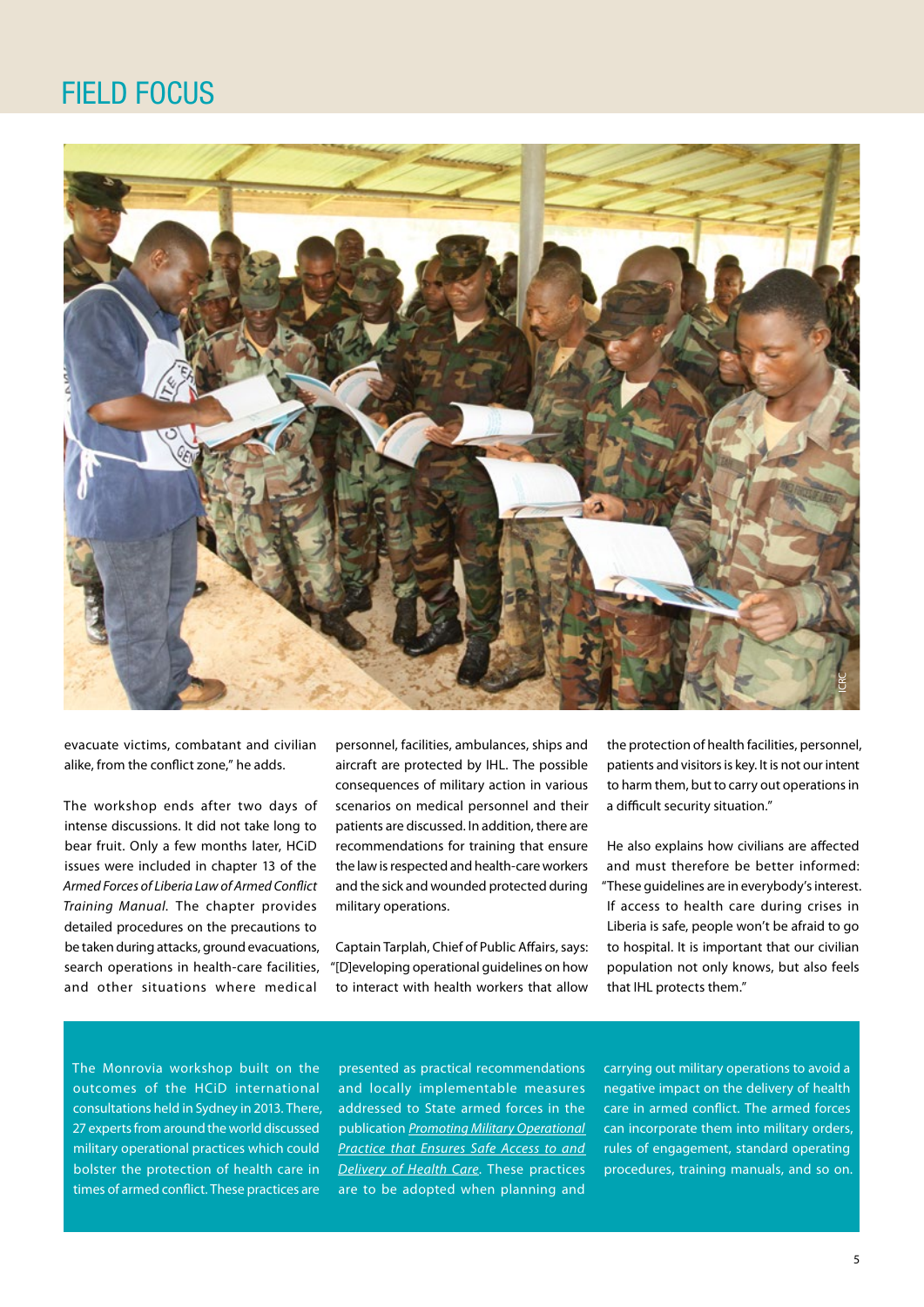# FIELD FOCUS

evacuate victims, combatant and civilian alike, from the conflict zone," he adds.

The workshop ends after two days of intense discussions. It did not take long to bear fruit. Only a few months later, HCiD issues were included in chapter 13 of the *Armed Forces of Liberia Law of Armed Conflict Training Manual*. The chapter provides detailed procedures on the precautions to be taken during attacks, ground evacuations, search operations in health-care facilities, and other situations where medical personnel, facilities, ambulances, ships and aircraft are protected by IHL. The possible consequences of military action in various scenarios on medical personnel and their patients are discussed. In addition, there are recommendations for training that ensure the law is respected and health-care workers and the sick and wounded protected during military operations.

Captain Tarplah, Chief of Public Affairs, says: "[D]eveloping operational guidelines on how to interact with health workers that allow the protection of health facilities, personnel, patients and visitors is key. It is not our intent to harm them, but to carry out operations in a difficult security situation."

He also explains how civilians are affected and must therefore be better informed: "These guidelines are in everybody's interest. If access to health care during crises in Liberia is safe, people won't be afraid to go to hospital. It is important that our civilian population not only knows, but also feels that IHL protects them."

The Monrovia workshop built on the outcomes of the HCiD international consultations held in Sydney in 2013. There, 27 experts from around the world discussed military operational practices which could bolster the protection of health care in times of armed conflict. These practices are presented as practical recommendations and locally implementable measures addressed to State armed forces in the publication *Promoting Military Operational Practice that Ensures Safe Access to and Delivery of Health Care*. These practices are to be adopted when planning and carrying out military operations to avoid a negative impact on the delivery of health care in armed conflict. The armed forces can incorporate them into military orders, rules of engagement, standard operating procedures, training manuals, and so on.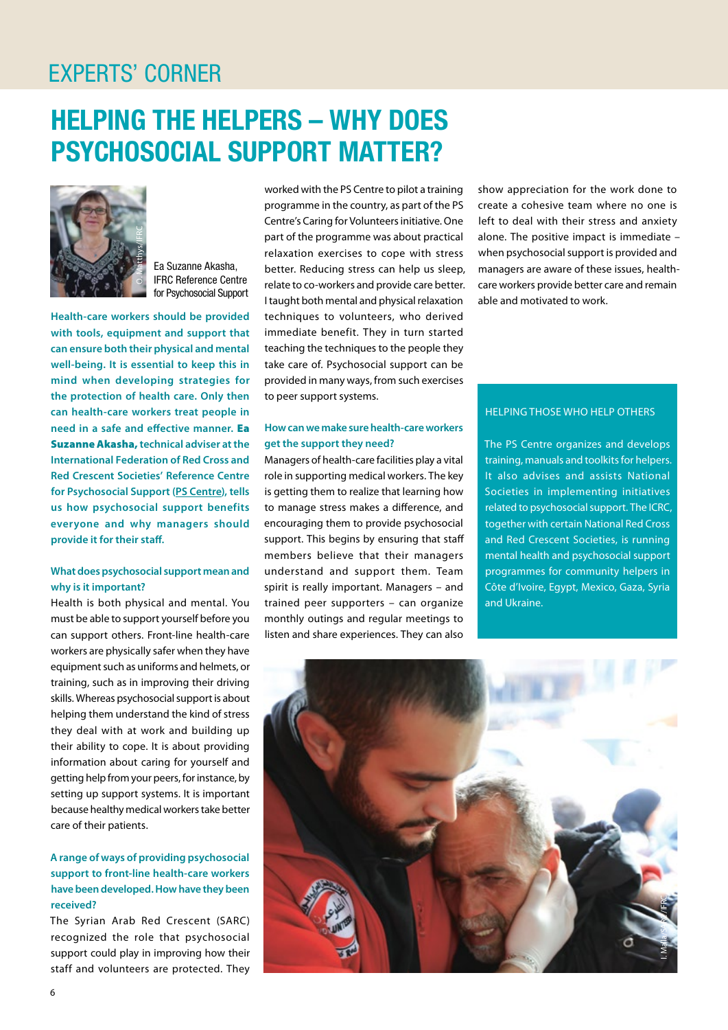EXPERTS' CORNER

# HELPING THE HELPERS – WHY DOES PSYCHOSOCIAL SUPPORT MATTER?

Ea Suzanne Akasha, IFRC Reference Centre for Psychosocial Support

**Health-care workers should be provided with tools, equipment and support that can ensure both their physical and mental well-being. It is essential to keep this in mind when developing strategies for the protection of health care. Only then can health-care workers treat people in need in a safe and effective manner. Ea Suzanne Akasha, technical adviser at the International Federation of Red Cross and Red Crescent Societies' Reference Centre for Psychosocial Support (PS Centre), tells us how psychosocial support benefits everyone and why managers should provide it for their staff.**

### What does psychosocial support mean and why is it important?

Health is both physical and mental. You must be able to support yourself before you can support others. Front-line health-care workers are physically safer when they have equipment such as uniforms and helmets, or training, such as in improving their driving skills. Whereas psychosocial support is about helping them understand the kind of stress they deal with at work and building up their ability to cope. It is about providing information about caring for yourself and getting help from your peers, for instance, by setting up support systems. It is important because healthy medical workers take better care of their patients.

### A range of ways of providing psychosocial support to front-line health-care workers have been developed. How have they been received?

The Syrian Arab Red Crescent (SARC) recognized the role that psychosocial support could play in improving how their staff and volunteers are protected. They worked with the PS Centre to pilot a training programme in the country, as part of the PS Centre's Caring for Volunteers initiative. One part of the programme was about practical relaxation exercises to cope with stress better. Reducing stress can help us sleep, relate to co-workers and provide care better. I taught both mental and physical relaxation techniques to volunteers, who derived immediate benefit. They in turn started teaching the techniques to the people they take care of. Psychosocial support can be provided in many ways, from such exercises to peer support systems.

### How can we make sure health-care workers get the support they need?

Managers of health-care facilities play a vital role in supporting medical workers. The key is getting them to realize that learning how to manage stress makes a difference, and encouraging them to provide psychosocial support. This begins by ensuring that staff members believe that their managers understand and support them. Team spirit is really important. Managers – and trained peer supporters – can organize monthly outings and regular meetings to listen and share experiences. They can also show appreciation for the work done to create a cohesive team where no one is left to deal with their stress and anxiety alone. The positive impact is immediate – when psychosocial support is provided and managers are aware of these issues, health-care workers provide better care and remain able and motivated to work.

> HELPING THOSE WHO HELP OTHERS
>
> The PS Centre organizes and develops training, manuals and toolkits for helpers. It also advises and assists National Societies in implementing initiatives related to psychosocial support. The ICRC, together with certain National Red Cross and Red Crescent Societies, is running mental health and psychosocial support programmes for community helpers in Côte d'Ivoire, Egypt, Mexico, Gaza, Syria and Ukraine.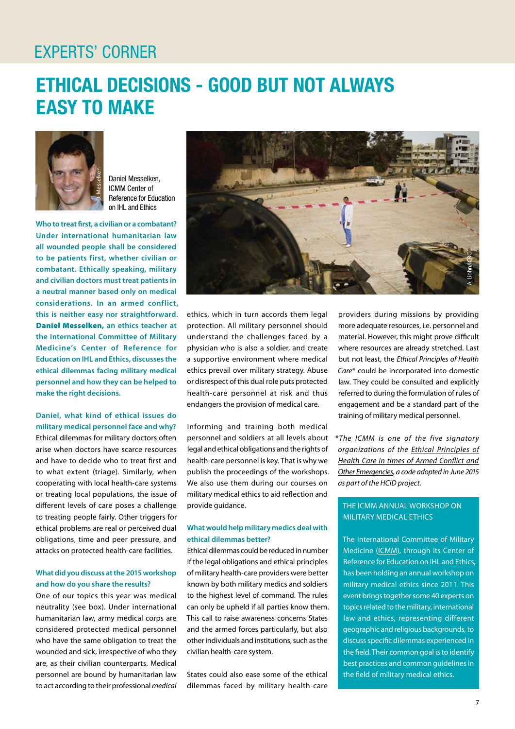EXPERTS' CORNER

# ETHICAL DECISIONS - GOOD BUT NOT ALWAYS EASY TO MAKE

Daniel Messelken, ICMM Center of Reference for Education on IHL and Ethics

**Who to treat first, a civilian or a combatant? Under international humanitarian law all wounded people shall be considered to be patients first, whether civilian or combatant. Ethically speaking, military and civilian doctors must treat patients in a neutral manner based only on medical considerations. In an armed conflict, this is neither easy nor straightforward. Daniel Messelken, an ethics teacher at the International Committee of Military Medicine's Center of Reference for Education on IHL and Ethics, discusses the ethical dilemmas facing military medical personnel and how they can be helped to make the right decisions.**

### Daniel, what kind of ethical issues do military medical personnel face and why?

Ethical dilemmas for military doctors often arise when doctors have scarce resources and have to decide who to treat first and to what extent (triage). Similarly, when cooperating with local health-care systems or treating local populations, the issue of different levels of care poses a challenge to treating people fairly. Other triggers for ethical problems are real or perceived dual obligations, time and peer pressure, and attacks on protected health-care facilities.

### What did you discuss at the 2015 workshop and how do you share the results?

One of our topics this year was medical neutrality (see box). Under international humanitarian law, army medical corps are considered protected medical personnel who have the same obligation to treat the wounded and sick, irrespective of who they are, as their civilian counterparts. Medical personnel are bound by humanitarian law to act according to their professional *medical ethics*, which in turn accords them legal protection. All military personnel should understand the challenges faced by a physician who is also a soldier, and create a supportive environment where medical ethics prevail over military strategy. Abuse or disrespect of this dual role puts protected health-care personnel at risk and thus endangers the provision of medical care.

Informing and training both medical personnel and soldiers at all levels about legal and ethical obligations and the rights of health-care personnel is key. That is why we publish the proceedings of the workshops. We also use them during our courses on military medical ethics to aid reflection and provide guidance.

### What would help military medics deal with ethical dilemmas better?

Ethical dilemmas could be reduced in number if the legal obligations and ethical principles of military health-care providers were better known by both military medics and soldiers to the highest level of command. The rules can only be upheld if all parties know them. This call to raise awareness concerns States and the armed forces particularly, but also other individuals and institutions, such as the civilian health-care system.

States could also ease some of the ethical dilemmas faced by military health-care providers during missions by providing more adequate resources, i.e. personnel and material. However, this might prove difficult where resources are already stretched. Last but not least, the *Ethical Principles of Health Care*\* could be incorporated into domestic law. They could be consulted and explicitly referred to during the formulation of rules of engagement and be a standard part of the training of military medical personnel.

*\*The ICMM is one of the five signatory organizations of the Ethical Principles of Health Care in times of Armed Conflict and Other Emergencies, a code adopted in June 2015 as part of the HCiD project.*

> **THE ICMM ANNUAL WORKSHOP ON MILITARY MEDICAL ETHICS**
>
> The International Committee of Military Medicine (ICMM), through its Center of Reference for Education on IHL and Ethics, has been holding an annual workshop on military medical ethics since 2011. This event brings together some 40 experts on topics related to the military, international law and ethics, representing different geographic and religious backgrounds, to discuss specific dilemmas experienced in the field. Their common goal is to identify best practices and common guidelines in the field of military medical ethics.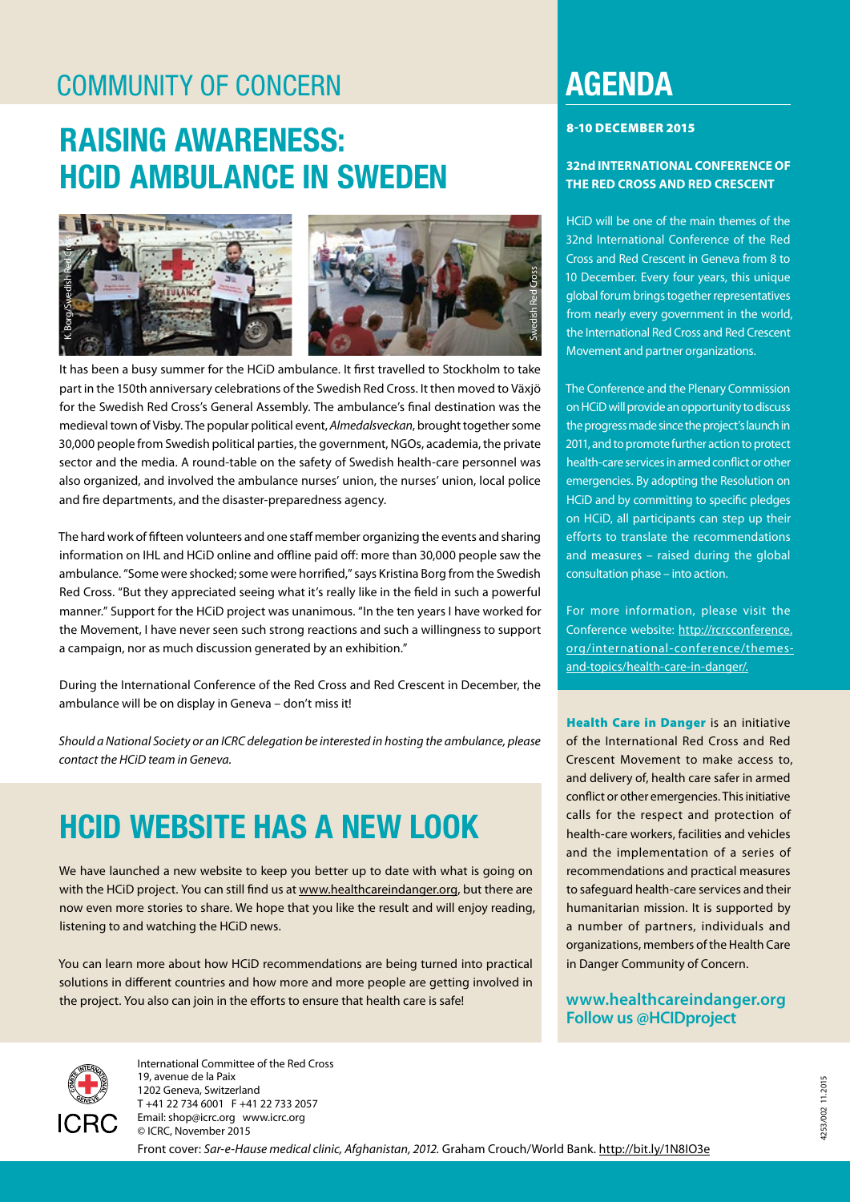# COMMUNITY OF CONCERN

## RAISING AWARENESS: HCID AMBULANCE IN SWEDEN

K. Borg/Swedish Red Cross

Swedish Red Cross

It has been a busy summer for the HCiD ambulance. It first travelled to Stockholm to take part in the 150th anniversary celebrations of the Swedish Red Cross. It then moved to Växjö for the Swedish Red Cross's General Assembly. The ambulance's final destination was the medieval town of Visby. The popular political event, *Almedalsveckan*, brought together some 30,000 people from Swedish political parties, the government, NGOs, academia, the private sector and the media. A round-table on the safety of Swedish health-care personnel was also organized, and involved the ambulance nurses' union, the nurses' union, local police and fire departments, and the disaster-preparedness agency.

The hard work of fifteen volunteers and one staff member organizing the events and sharing information on IHL and HCiD online and offline paid off: more than 30,000 people saw the ambulance. "Some were shocked; some were horrified," says Kristina Borg from the Swedish Red Cross. "But they appreciated seeing what it's really like in the field in such a powerful manner." Support for the HCiD project was unanimous. "In the ten years I have worked for the Movement, I have never seen such strong reactions and such a willingness to support a campaign, nor as much discussion generated by an exhibition."

During the International Conference of the Red Cross and Red Crescent in December, the ambulance will be on display in Geneva – don't miss it!

*Should a National Society or an ICRC delegation be interested in hosting the ambulance, please contact the HCiD team in Geneva.*

## HCID WEBSITE HAS A NEW LOOK

We have launched a new website to keep you better up to date with what is going on with the HCiD project. You can still find us at www.healthcareindanger.org, but there are now even more stories to share. We hope that you like the result and will enjoy reading, listening to and watching the HCiD news.

You can learn more about how HCiD recommendations are being turned into practical solutions in different countries and how more and more people are getting involved in the project. You also can join in the efforts to ensure that health care is safe!

# AGENDA

**8-10 DECEMBER 2015**

**32nd INTERNATIONAL CONFERENCE OF THE RED CROSS AND RED CRESCENT**

HCiD will be one of the main themes of the 32nd International Conference of the Red Cross and Red Crescent in Geneva from 8 to 10 December. Every four years, this unique global forum brings together representatives from nearly every government in the world, the International Red Cross and Red Crescent Movement and partner organizations.

The Conference and the Plenary Commission on HCiD will provide an opportunity to discuss the progress made since the project's launch in 2011, and to promote further action to protect health-care services in armed conflict or other emergencies. By adopting the Resolution on HCiD and by committing to specific pledges on HCiD, all participants can step up their efforts to translate the recommendations and measures – raised during the global consultation phase – into action.

For more information, please visit the Conference website: http://rcrcconference.org/international-conference/themes-and-topics/health-care-in-danger/.

**Health Care in Danger** is an initiative of the International Red Cross and Red Crescent Movement to make access to, and delivery of, health care safer in armed conflict or other emergencies. This initiative calls for the respect and protection of health-care workers, facilities and vehicles and the implementation of a series of recommendations and practical measures to safeguard health-care services and their humanitarian mission. It is supported by a number of partners, individuals and organizations, members of the Health Care in Danger Community of Concern.

**www.healthcareindanger.org**
**Follow us @HCIDproject**

ICRC

International Committee of the Red Cross
19, avenue de la Paix
1202 Geneva, Switzerland
T +41 22 734 6001 F +41 22 733 2057
Email: shop@icrc.org www.icrc.org
© ICRC, November 2015

Front cover: *Sar-e-Hause medical clinic, Afghanistan, 2012.* Graham Crouch/World Bank. http://bit.ly/1N8IO3e

4253/002 11.2015